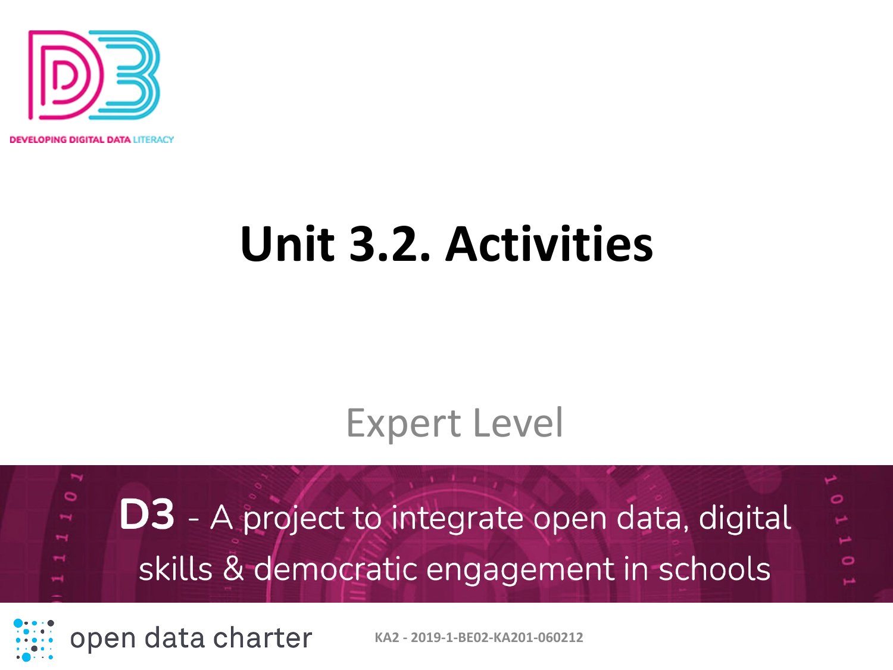DEVELOPING DIGITAL DATA LITERACY

# Unit 3.2. Activities

Expert Level

**D3** - A project to integrate open data, digital skills & democratic engagement in schools

open data charter

KA2 - 2019-1-BE02-KA201-060212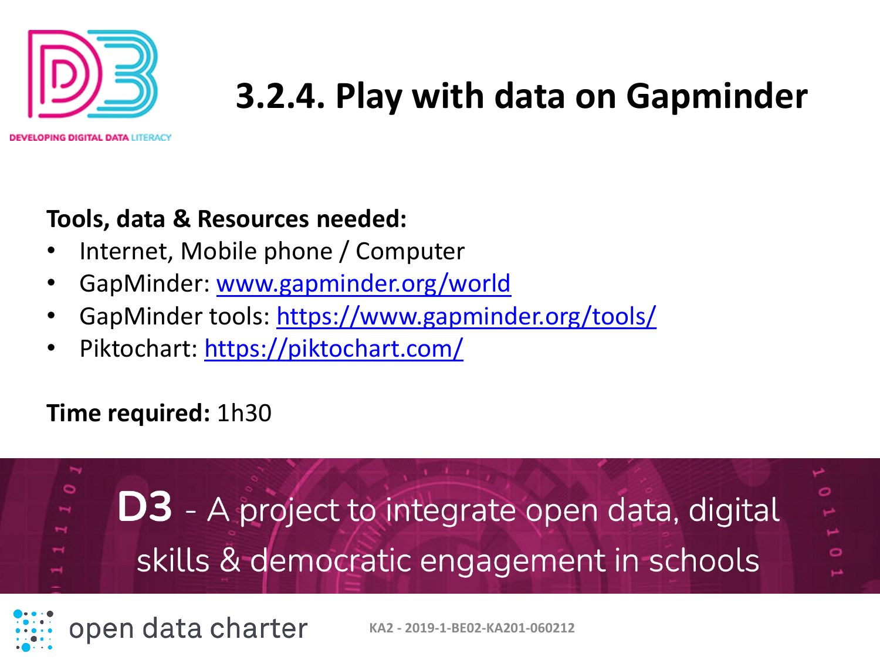# 3.2.4. Play with data on Gapminder

**Tools, data & Resources needed:**

- Internet, Mobile phone / Computer
- GapMinder: www.gapminder.org/world
- GapMinder tools: https://www.gapminder.org/tools/
- Piktochart: https://piktochart.com/

**Time required:** 1h30

**D3** - A project to integrate open data, digital skills & democratic engagement in schools

open data charter

KA2 - 2019-1-BE02-KA201-060212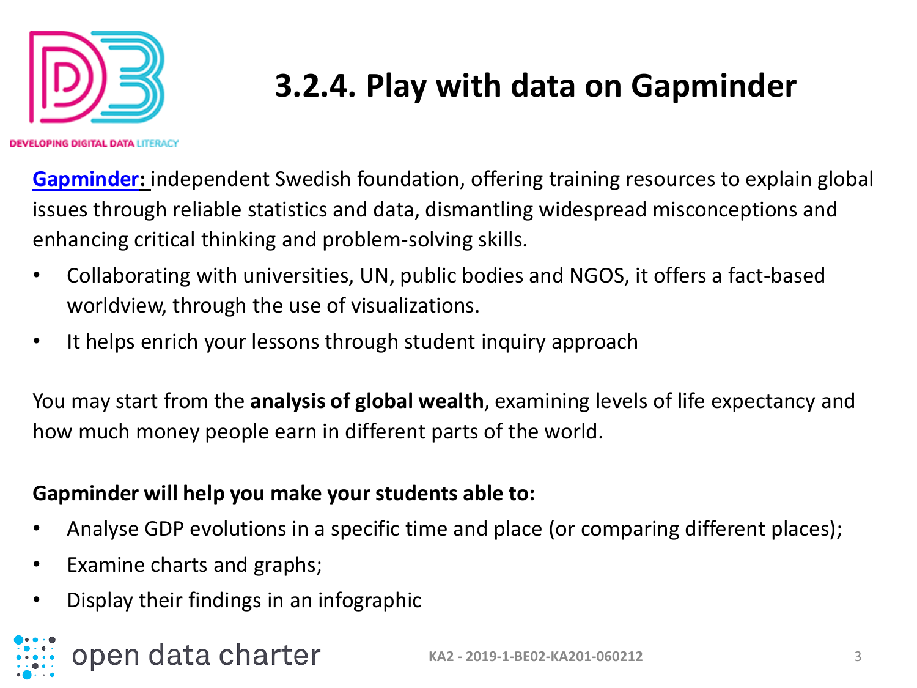# 3.2.4. Play with data on Gapminder

**Gapminder:** independent Swedish foundation, offering training resources to explain global issues through reliable statistics and data, dismantling widespread misconceptions and enhancing critical thinking and problem-solving skills.

- Collaborating with universities, UN, public bodies and NGOS, it offers a fact-based worldview, through the use of visualizations.
- It helps enrich your lessons through student inquiry approach

You may start from the **analysis of global wealth**, examining levels of life expectancy and how much money people earn in different parts of the world.

**Gapminder will help you make your students able to:**

- Analyse GDP evolutions in a specific time and place (or comparing different places);
- Examine charts and graphs;
- Display their findings in an infographic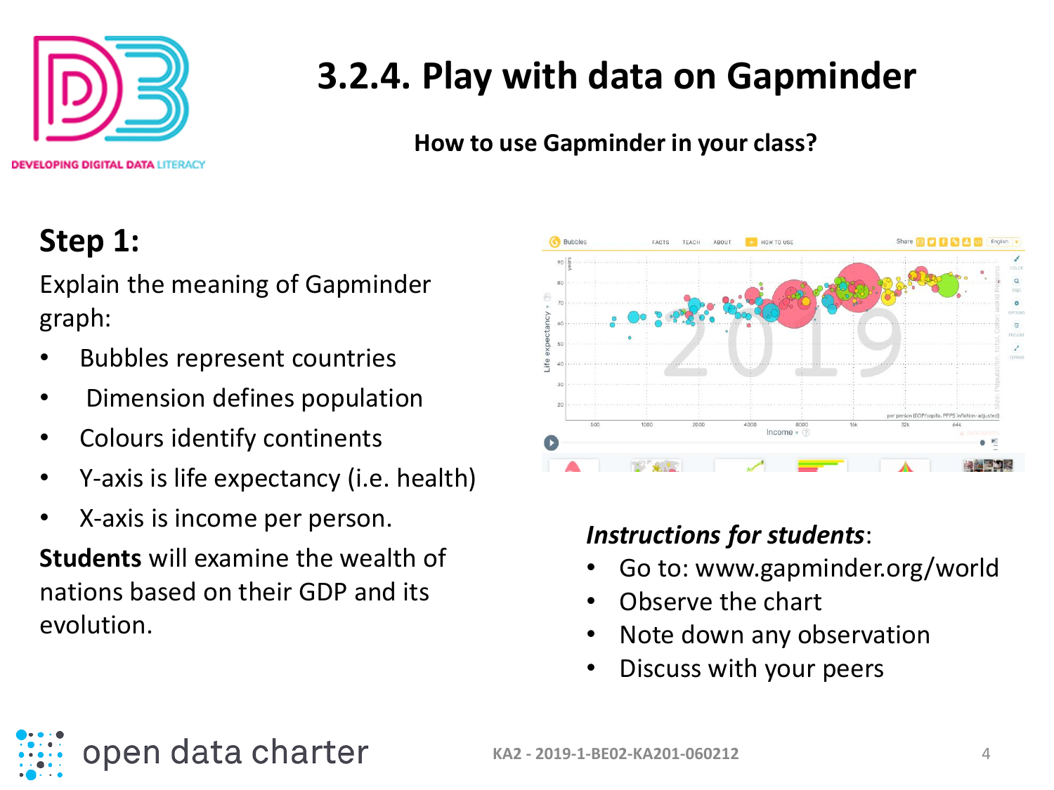# 3.2.4. Play with data on Gapminder

**How to use Gapminder in your class?**

## Step 1:

Explain the meaning of Gapminder graph:

- Bubbles represent countries
- Dimension defines population
- Colours identify continents
- Y-axis is life expectancy (i.e. health)
- X-axis is income per person.

**Students** will examine the wealth of nations based on their GDP and its evolution.

***Instructions for students***:

- Go to: www.gapminder.org/world
- Observe the chart
- Note down any observation
- Discuss with your peers

KA2 - 2019-1-BE02-KA201-060212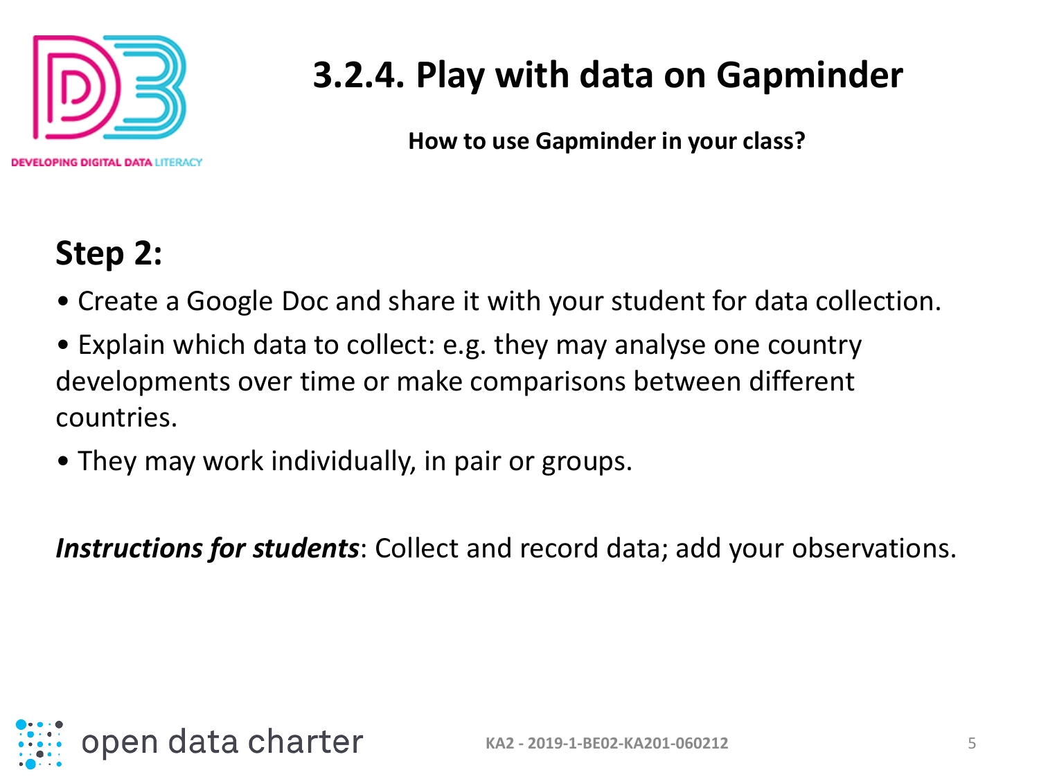# 3.2.4. Play with data on Gapminder

**How to use Gapminder in your class?**

## Step 2:

- Create a Google Doc and share it with your student for data collection.
- Explain which data to collect: e.g. they may analyse one country developments over time or make comparisons between different countries.
- They may work individually, in pair or groups.

***Instructions for students***: Collect and record data; add your observations.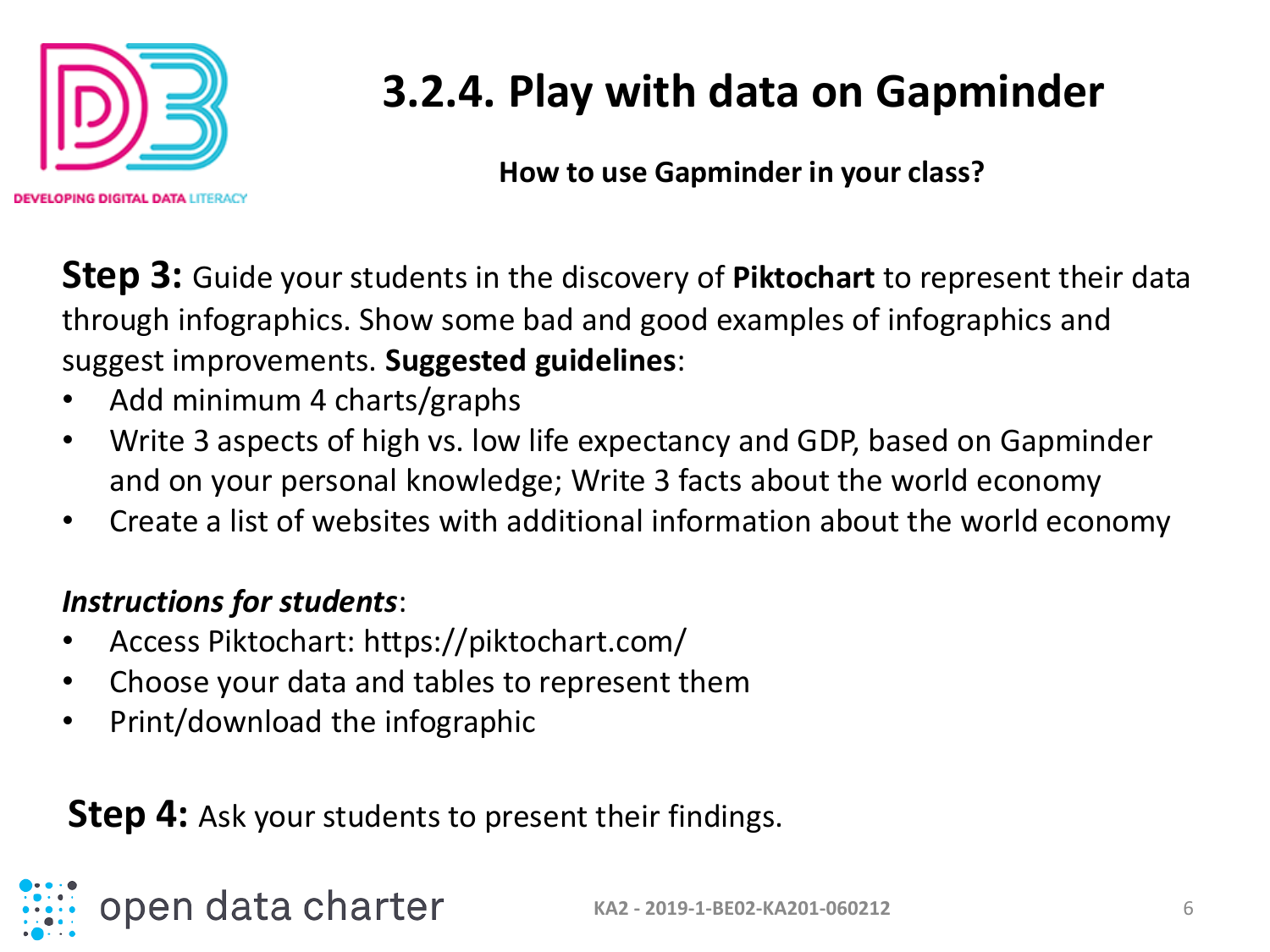# 3.2.4. Play with data on Gapminder

## How to use Gapminder in your class?

**Step 3:** Guide your students in the discovery of **Piktochart** to represent their data through infographics. Show some bad and good examples of infographics and suggest improvements. **Suggested guidelines**:

- Add minimum 4 charts/graphs
- Write 3 aspects of high vs. low life expectancy and GDP, based on Gapminder and on your personal knowledge; Write 3 facts about the world economy
- Create a list of websites with additional information about the world economy

***Instructions for students***:

- Access Piktochart: https://piktochart.com/
- Choose your data and tables to represent them
- Print/download the infographic

**Step 4:** Ask your students to present their findings.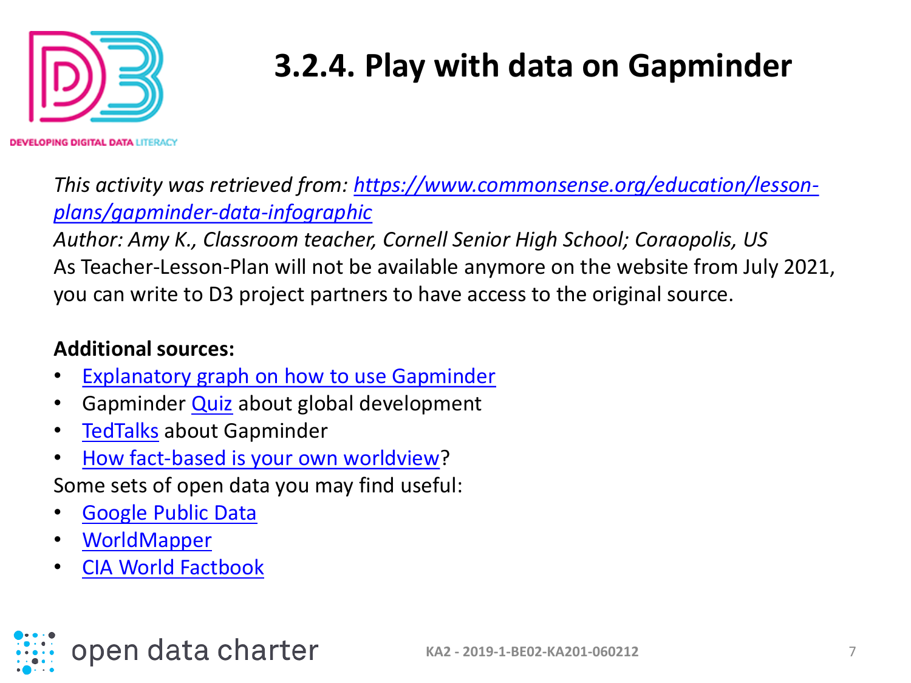# 3.2.4. Play with data on Gapminder

*This activity was retrieved from: [https://www.commonsense.org/education/lesson-plans/gapminder-data-infographic](https://www.commonsense.org/education/lesson-plans/gapminder-data-infographic)*
*Author: Amy K., Classroom teacher, Cornell Senior High School; Coraopolis, US*
As Teacher-Lesson-Plan will not be available anymore on the website from July 2021, you can write to D3 project partners to have access to the original source.

**Additional sources:**

- Explanatory graph on how to use Gapminder
- Gapminder Quiz about global development
- TedTalks about Gapminder
- How fact-based is your own worldview?

Some sets of open data you may find useful:

- Google Public Data
- WorldMapper
- CIA World Factbook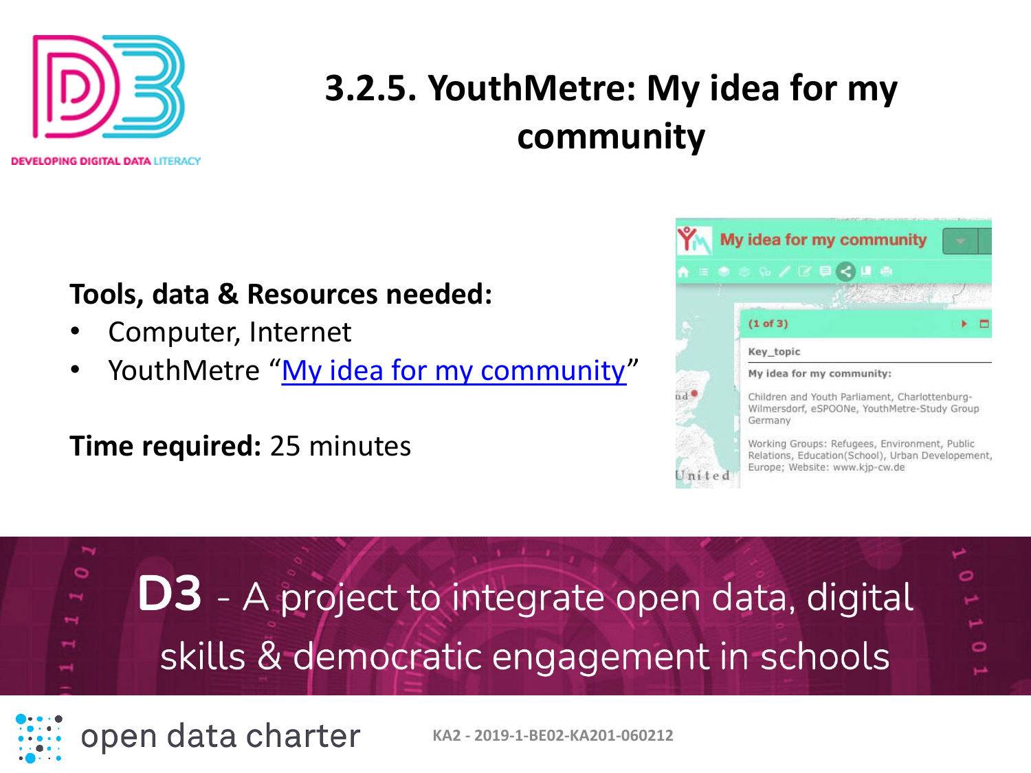# 3.2.5. YouthMetre: My idea for my community

**Tools, data & Resources needed:**

- Computer, Internet
- YouthMetre “My idea for my community”

**Time required:** 25 minutes

D3 - A project to integrate open data, digital skills & democratic engagement in schools

KA2 - 2019-1-BE02-KA201-060212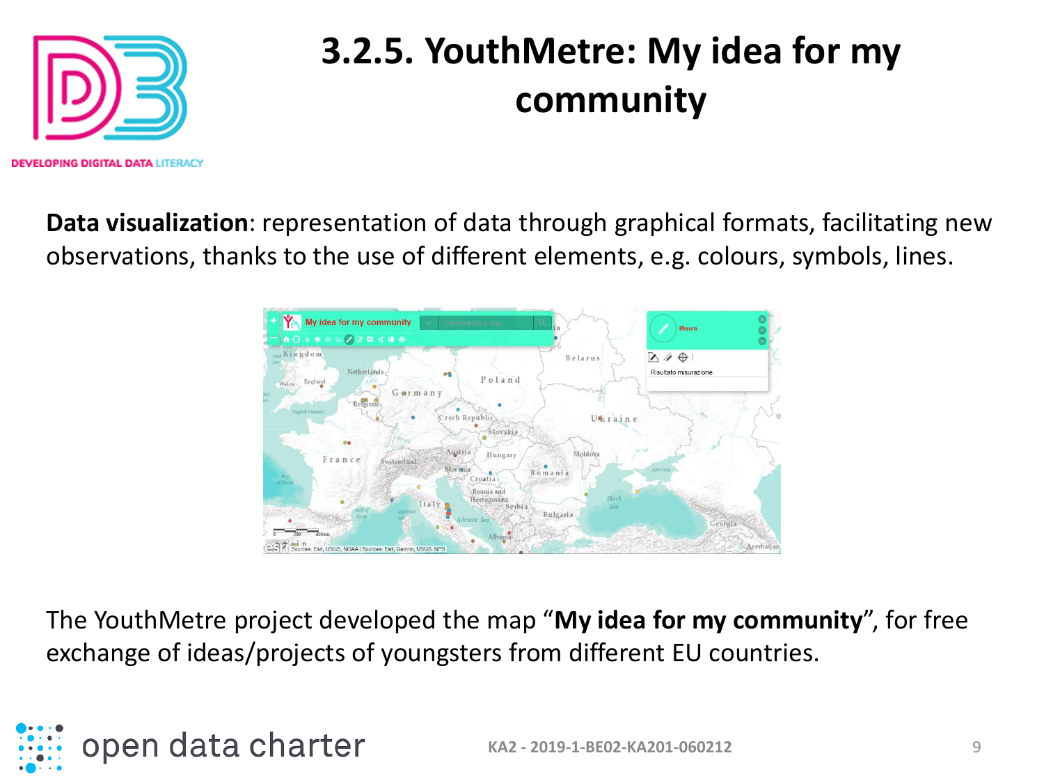# 3.2.5. YouthMetre: My idea for my community

**Data visualization**: representation of data through graphical formats, facilitating new observations, thanks to the use of different elements, e.g. colours, symbols, lines.

The YouthMetre project developed the map "**My idea for my community**", for free exchange of ideas/projects of youngsters from different EU countries.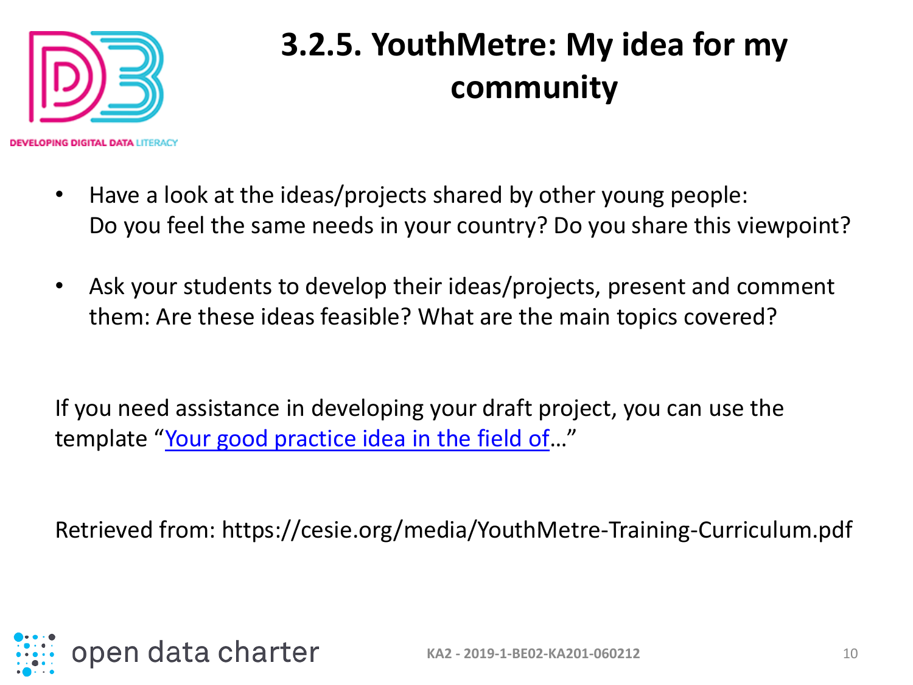# 3.2.5. YouthMetre: My idea for my community

- Have a look at the ideas/projects shared by other young people:
  Do you feel the same needs in your country? Do you share this viewpoint?

- Ask your students to develop their ideas/projects, present and comment them: Are these ideas feasible? What are the main topics covered?

If you need assistance in developing your draft project, you can use the template "Your good practice idea in the field of…"

Retrieved from: https://cesie.org/media/YouthMetre-Training-Curriculum.pdf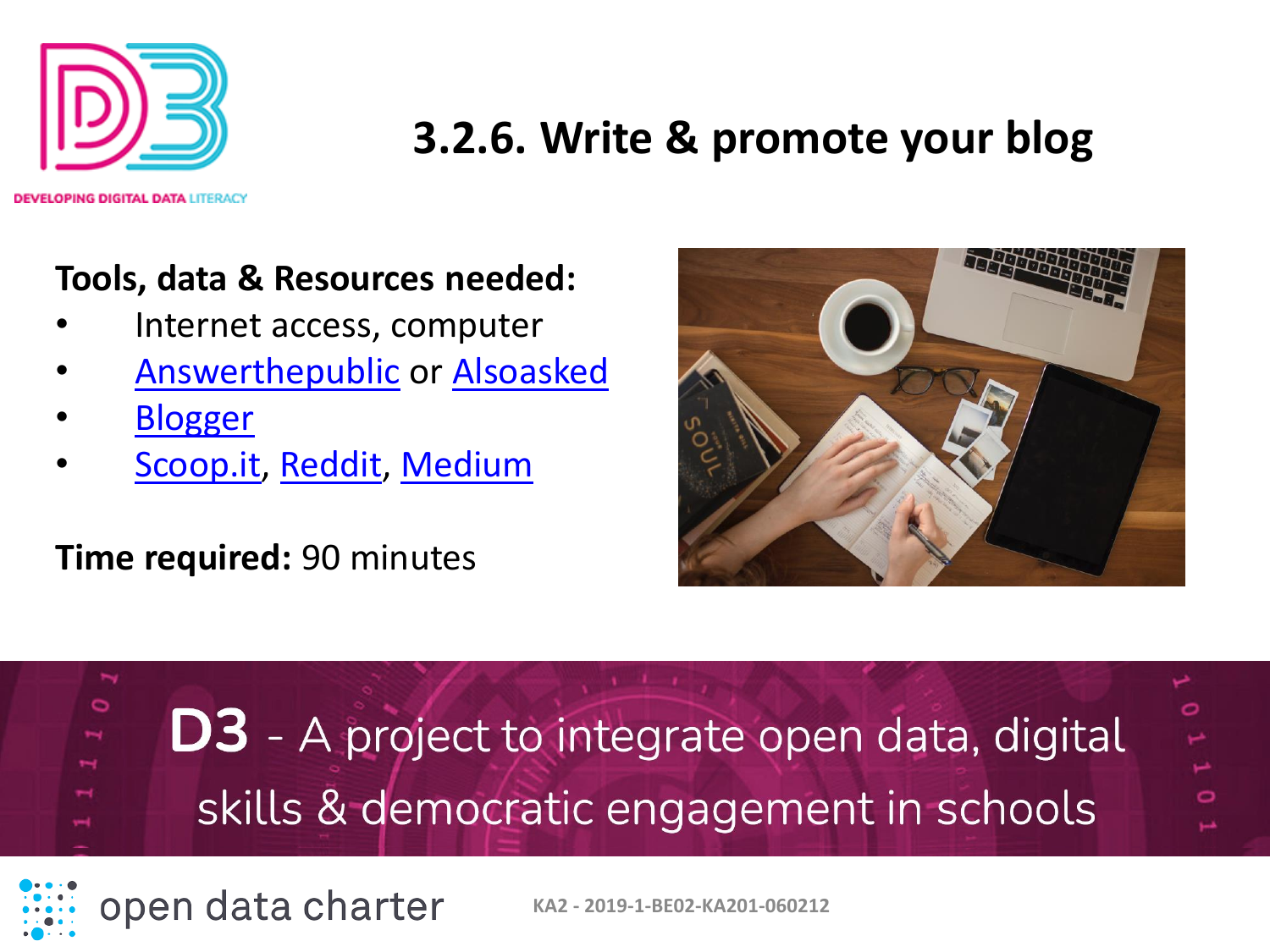# 3.2.6. Write & promote your blog

**Tools, data & Resources needed:**

- Internet access, computer
- Answerthepublic or Alsoasked
- Blogger
- Scoop.it, Reddit, Medium

**Time required:** 90 minutes

**D3** - A project to integrate open data, digital skills & democratic engagement in schools

open data charter

KA2 - 2019-1-BE02-KA201-060212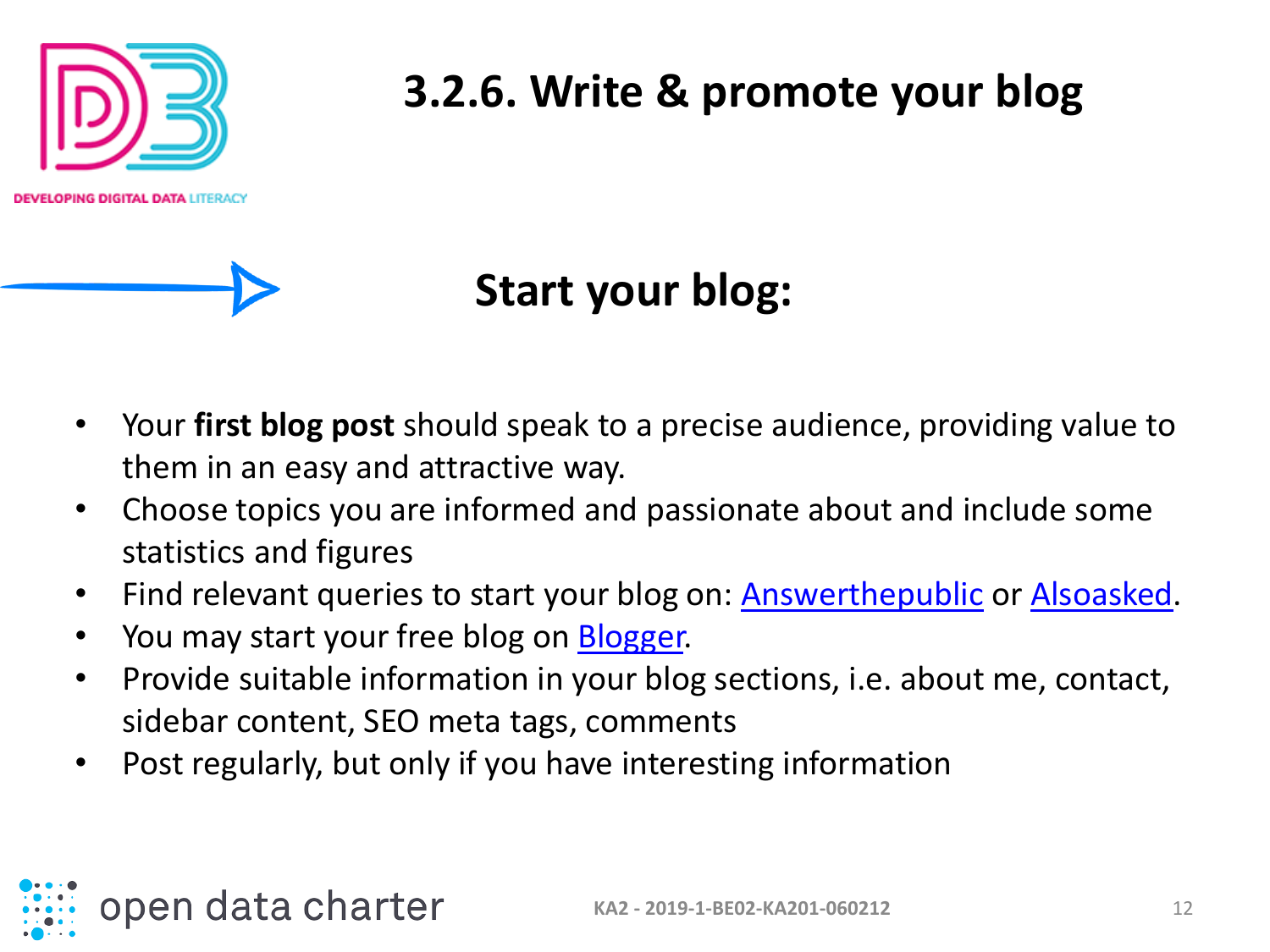# 3.2.6. Write & promote your blog

## Start your blog:

- Your **first blog post** should speak to a precise audience, providing value to them in an easy and attractive way.
- Choose topics you are informed and passionate about and include some statistics and figures
- Find relevant queries to start your blog on: Answerthepublic or Alsoasked.
- You may start your free blog on Blogger.
- Provide suitable information in your blog sections, i.e. about me, contact, sidebar content, SEO meta tags, comments
- Post regularly, but only if you have interesting information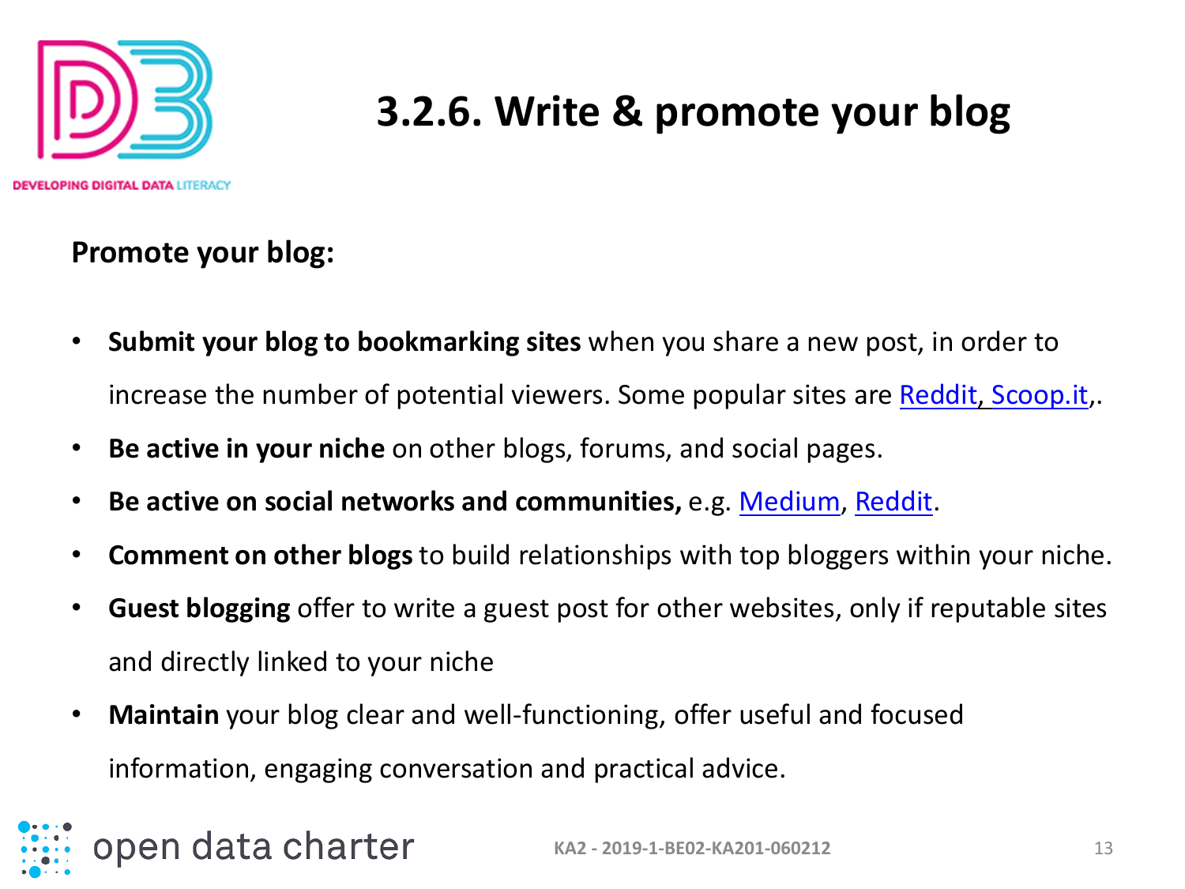## 3.2.6. Write & promote your blog

**Promote your blog:**

- **Submit your blog to bookmarking sites** when you share a new post, in order to increase the number of potential viewers. Some popular sites are Reddit, Scoop.it,.
- **Be active in your niche** on other blogs, forums, and social pages.
- **Be active on social networks and communities,** e.g. Medium, Reddit.
- **Comment on other blogs** to build relationships with top bloggers within your niche.
- **Guest blogging** offer to write a guest post for other websites, only if reputable sites and directly linked to your niche
- **Maintain** your blog clear and well-functioning, offer useful and focused information, engaging conversation and practical advice.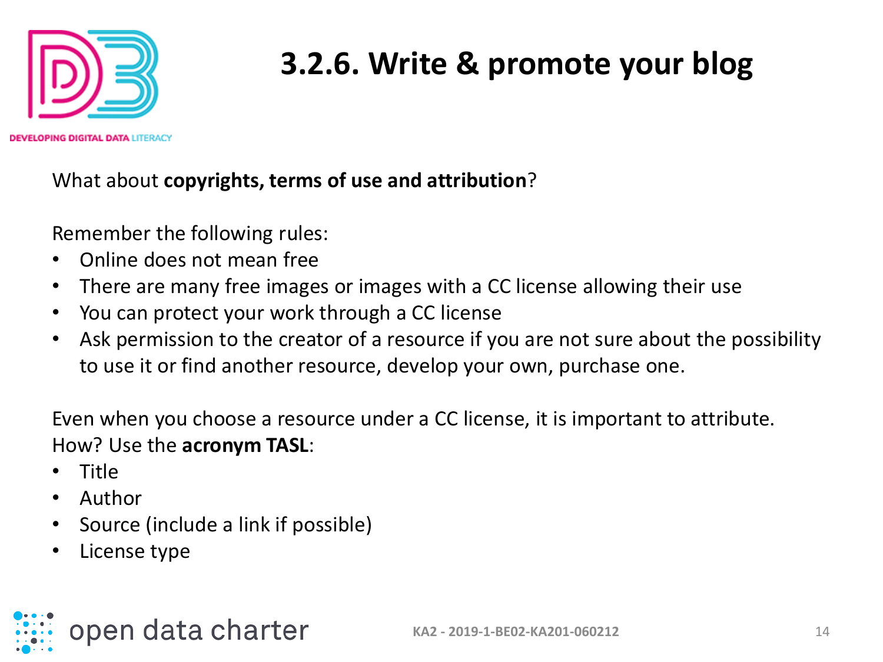# 3.2.6. Write & promote your blog

What about **copyrights, terms of use and attribution**?

Remember the following rules:

- Online does not mean free
- There are many free images or images with a CC license allowing their use
- You can protect your work through a CC license
- Ask permission to the creator of a resource if you are not sure about the possibility to use it or find another resource, develop your own, purchase one.

Even when you choose a resource under a CC license, it is important to attribute.
How? Use the **acronym TASL**:

- Title
- Author
- Source (include a link if possible)
- License type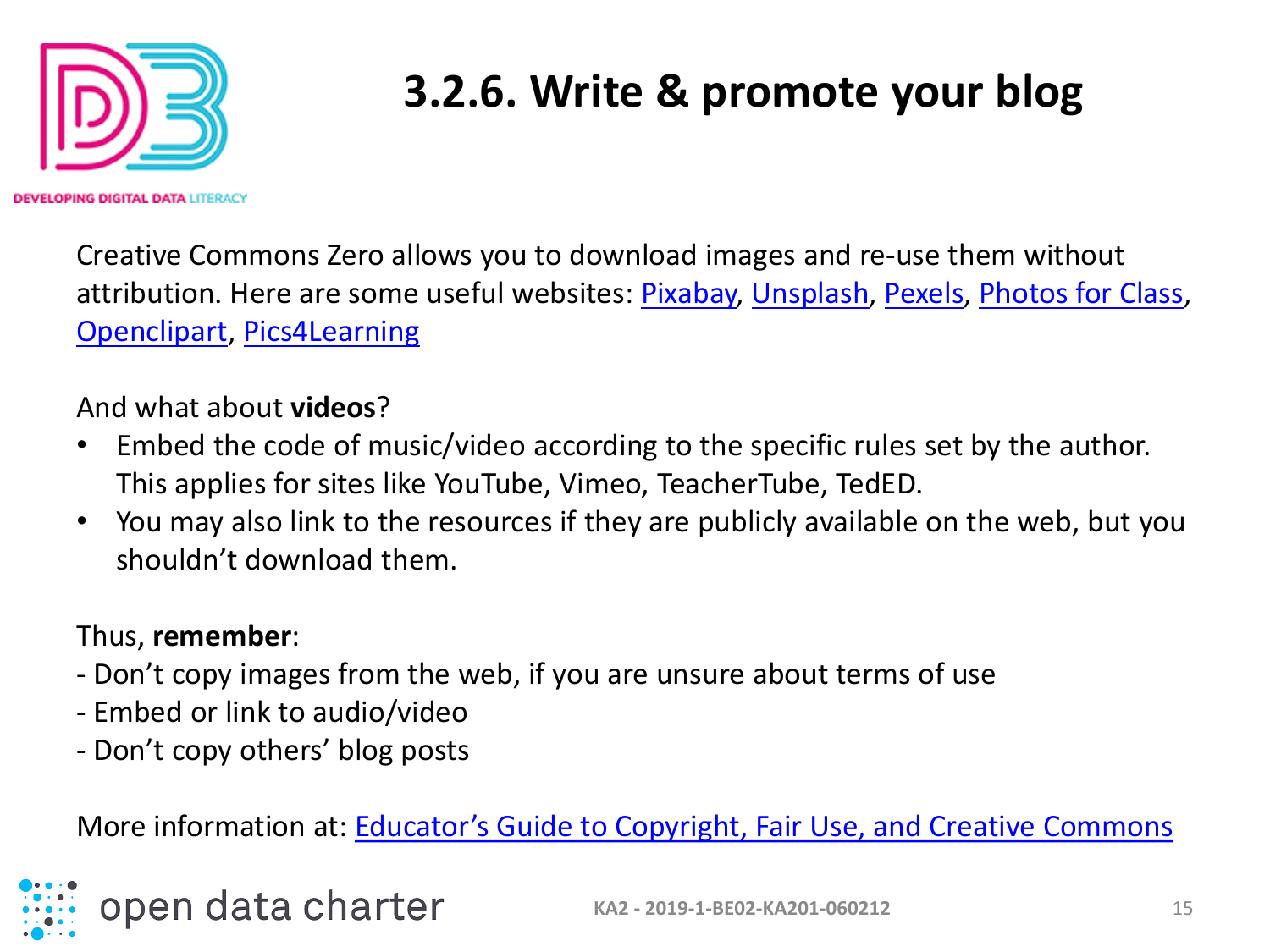# 3.2.6. Write & promote your blog

Creative Commons Zero allows you to download images and re-use them without attribution. Here are some useful websites: Pixabay, Unsplash, Pexels, Photos for Class, Openclipart, Pics4Learning

And what about **videos**?

- Embed the code of music/video according to the specific rules set by the author. This applies for sites like YouTube, Vimeo, TeacherTube, TedED.
- You may also link to the resources if they are publicly available on the web, but you shouldn't download them.

Thus, **remember**:

- Don't copy images from the web, if you are unsure about terms of use
- Embed or link to audio/video
- Don't copy others' blog posts

More information at: Educator's Guide to Copyright, Fair Use, and Creative Commons

open data charter

KA2 - 2019-1-BE02-KA201-060212